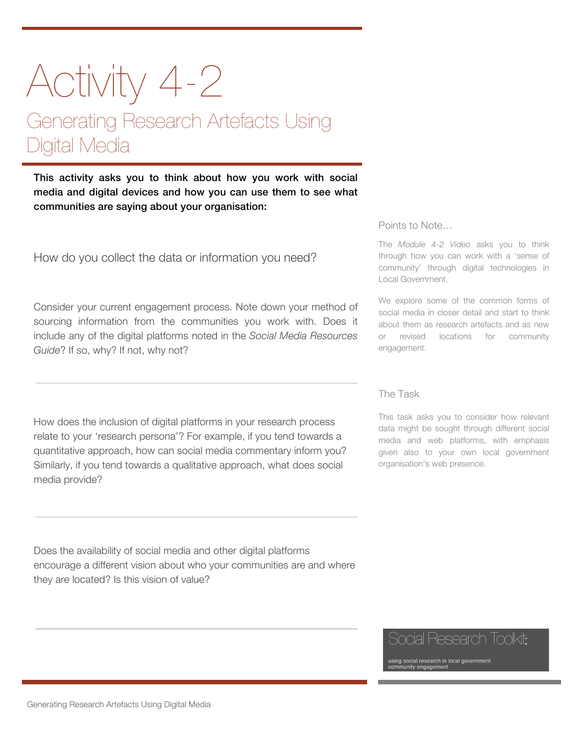# Activity 4-2

## Generating Research Artefacts Using Digital Media

**This activity asks you to think about how you work with social media and digital devices and how you can use them to see what communities are saying about your organisation:**

How do you collect the data or information you need?

Consider your current engagement process. Note down your method of sourcing information from the communities you work with. Does it include any of the digital platforms noted in the *Social Media Resources Guide*? If so, why? If not, why not?

---

How does the inclusion of digital platforms in your research process relate to your 'research persona'? For example, if you tend towards a quantitative approach, how can social media commentary inform you? Similarly, if you tend towards a qualitative approach, what does social media provide?

---

Does the availability of social media and other digital platforms encourage a different vision about who your communities are and where they are located? Is this vision of value?

---

### Points to Note…

The *Module 4-2 Video* asks you to think through how you can work with a 'sense of community' through digital technologies in Local Government.

We explore some of the common forms of social media in closer detail and start to think about them as research artefacts and as new or revised locations for community engagement.

### The Task

This task asks you to consider how relevant data might be sought through different social media and web platforms, with emphasis given also to your own local government organisation's web presence.

Social Research Toolkit:

using social research in local government community engagement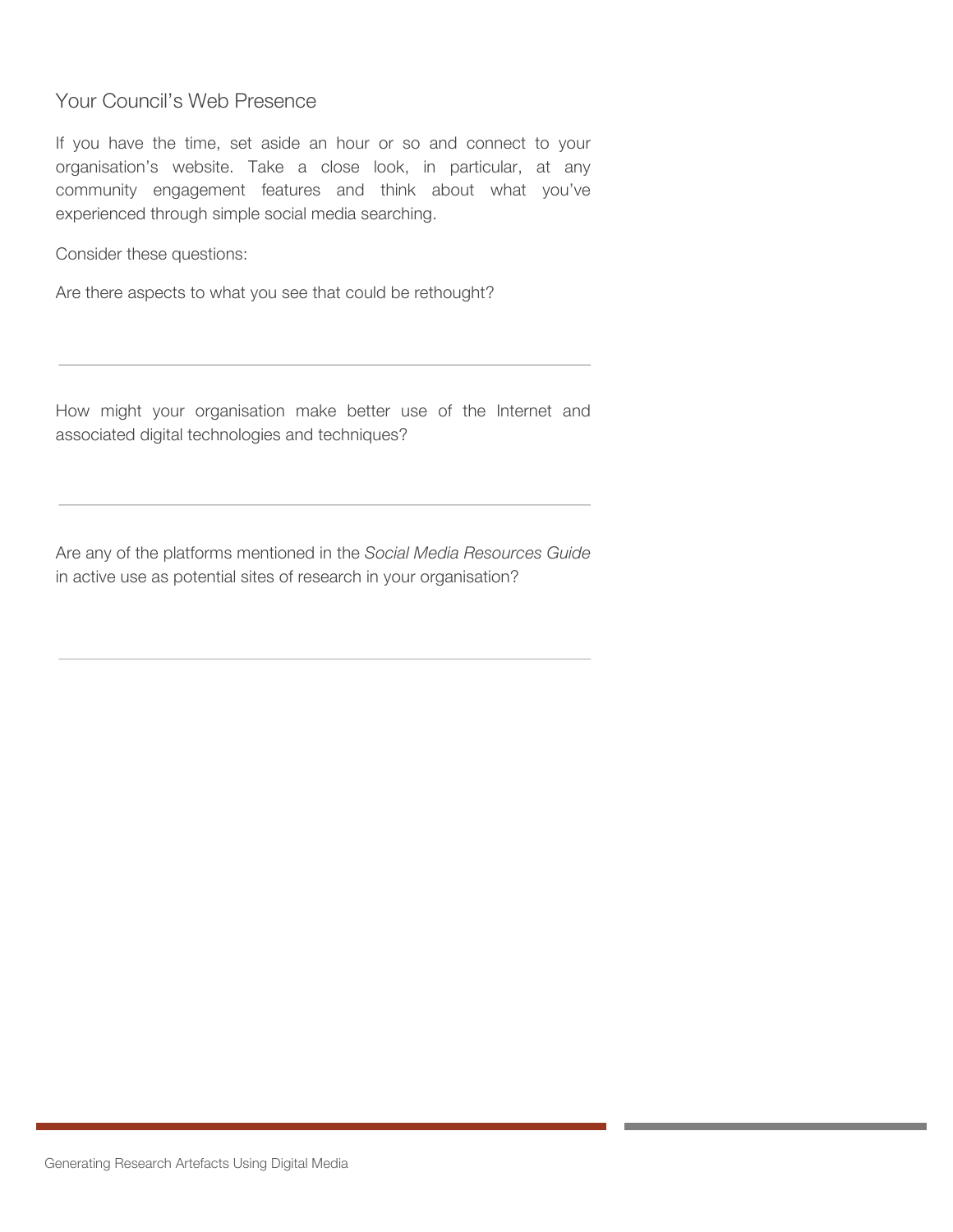## Your Council's Web Presence

If you have the time, set aside an hour or so and connect to your organisation's website. Take a close look, in particular, at any community engagement features and think about what you've experienced through simple social media searching.

Consider these questions:

Are there aspects to what you see that could be rethought?

---

How might your organisation make better use of the Internet and associated digital technologies and techniques?

---

Are any of the platforms mentioned in the *Social Media Resources Guide* in active use as potential sites of research in your organisation?

---